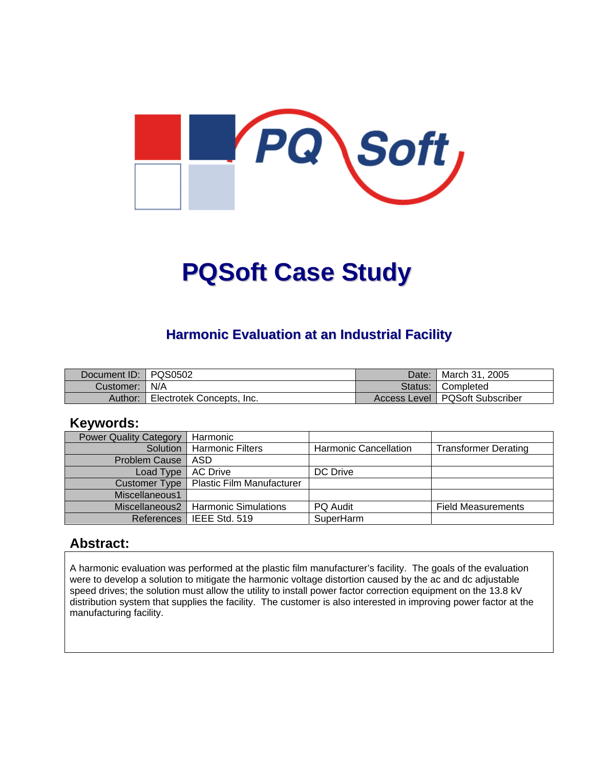# PQSoft Case Study

## Harmonic Evaluation at an Industrial Facility

| Document ID: | PQS0502 | Date: | March 31, 2005 |
|---|---|---|---|
| Customer: | N/A | Status: | Completed |
| Author: | Electrotek Concepts, Inc. | Access Level | PQSoft Subscriber |

## Keywords:

| Power Quality Category | Harmonic | | |
|---|---|---|---|
| Solution | Harmonic Filters | Harmonic Cancellation | Transformer Derating |
| Problem Cause | ASD | | |
| Load Type | AC Drive | DC Drive | |
| Customer Type | Plastic Film Manufacturer | | |
| Miscellaneous1 | | | |
| Miscellaneous2 | Harmonic Simulations | PQ Audit | Field Measurements |
| References | IEEE Std. 519 | SuperHarm | |

## Abstract:

A harmonic evaluation was performed at the plastic film manufacturer's facility. The goals of the evaluation were to develop a solution to mitigate the harmonic voltage distortion caused by the ac and dc adjustable speed drives; the solution must allow the utility to install power factor correction equipment on the 13.8 kV distribution system that supplies the facility. The customer is also interested in improving power factor at the manufacturing facility.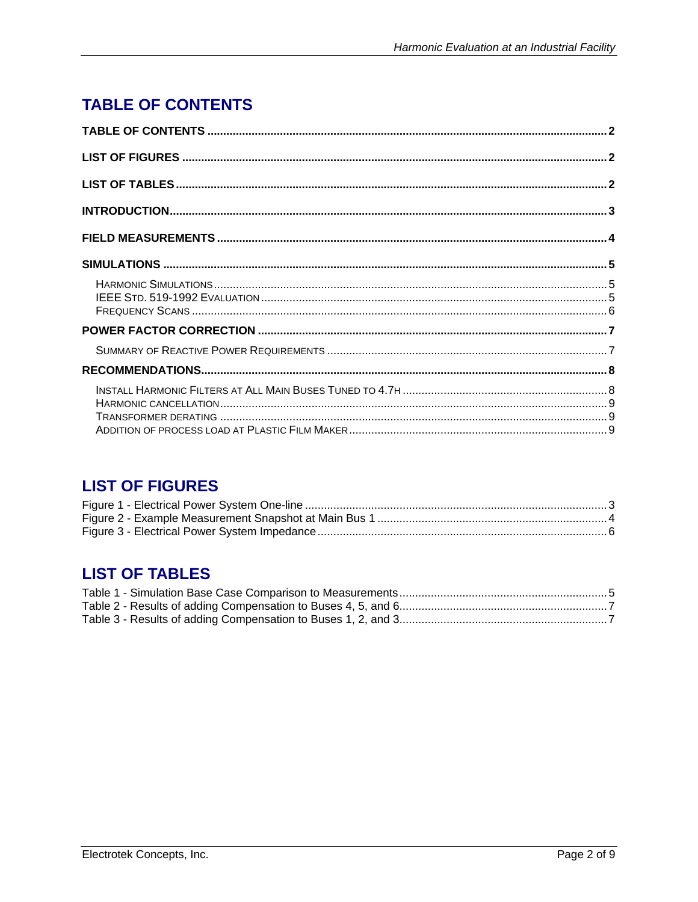## TABLE OF CONTENTS

**TABLE OF CONTENTS** .......... 2

**LIST OF FIGURES** .......... 2

**LIST OF TABLES** .......... 2

**INTRODUCTION** .......... 3

**FIELD MEASUREMENTS** .......... 4

**SIMULATIONS** .......... 5

- HARMONIC SIMULATIONS .......... 5
- IEEE STD. 519-1992 EVALUATION .......... 5
- FREQUENCY SCANS .......... 6

**POWER FACTOR CORRECTION** .......... 7

- SUMMARY OF REACTIVE POWER REQUIREMENTS .......... 7

**RECOMMENDATIONS** .......... 8

- INSTALL HARMONIC FILTERS AT ALL MAIN BUSES TUNED TO 4.7H .......... 8
- HARMONIC CANCELLATION .......... 9
- TRANSFORMER DERATING .......... 9
- ADDITION OF PROCESS LOAD AT PLASTIC FILM MAKER .......... 9

## LIST OF FIGURES

Figure 1 - Electrical Power System One-line .......... 3
Figure 2 - Example Measurement Snapshot at Main Bus 1 .......... 4
Figure 3 - Electrical Power System Impedance .......... 6

## LIST OF TABLES

Table 1 - Simulation Base Case Comparison to Measurements .......... 5
Table 2 - Results of adding Compensation to Buses 4, 5, and 6 .......... 7
Table 3 - Results of adding Compensation to Buses 1, 2, and 3 .......... 7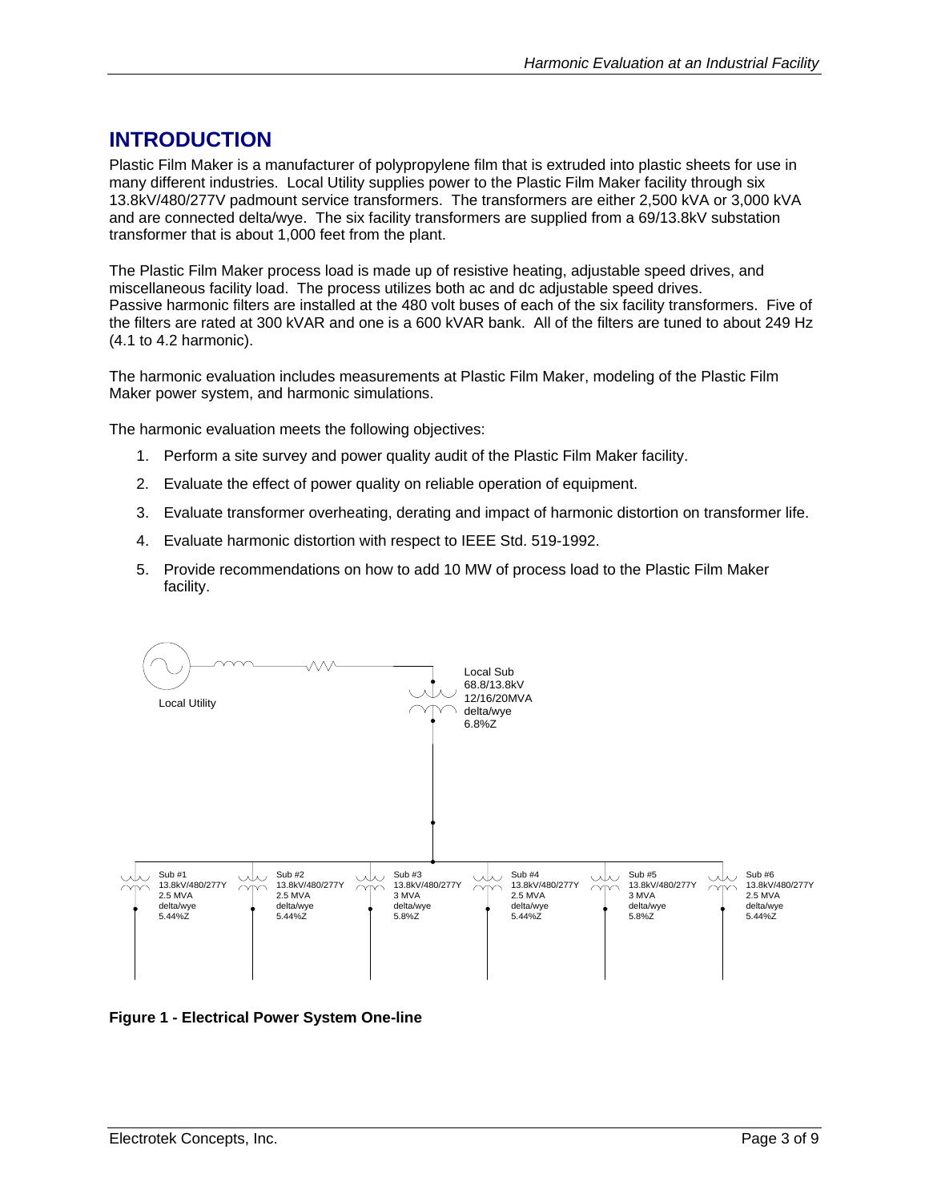# INTRODUCTION

Plastic Film Maker is a manufacturer of polypropylene film that is extruded into plastic sheets for use in many different industries. Local Utility supplies power to the Plastic Film Maker facility through six 13.8kV/480/277V padmount service transformers. The transformers are either 2,500 kVA or 3,000 kVA and are connected delta/wye. The six facility transformers are supplied from a 69/13.8kV substation transformer that is about 1,000 feet from the plant.

The Plastic Film Maker process load is made up of resistive heating, adjustable speed drives, and miscellaneous facility load. The process utilizes both ac and dc adjustable speed drives. Passive harmonic filters are installed at the 480 volt buses of each of the six facility transformers. Five of the filters are rated at 300 kVAR and one is a 600 kVAR bank. All of the filters are tuned to about 249 Hz (4.1 to 4.2 harmonic).

The harmonic evaluation includes measurements at Plastic Film Maker, modeling of the Plastic Film Maker power system, and harmonic simulations.

The harmonic evaluation meets the following objectives:

1. Perform a site survey and power quality audit of the Plastic Film Maker facility.
2. Evaluate the effect of power quality on reliable operation of equipment.
3. Evaluate transformer overheating, derating and impact of harmonic distortion on transformer life.
4. Evaluate harmonic distortion with respect to IEEE Std. 519-1992.
5. Provide recommendations on how to add 10 MW of process load to the Plastic Film Maker facility.

Local Utility

Local Sub
68.8/13.8kV
12/16/20MVA
delta/wye
6.8%Z

| Sub #1 | Sub #2 | Sub #3 | Sub #4 | Sub #5 | Sub #6 |
| --- | --- | --- | --- | --- | --- |
| 13.8kV/480/277Y | 13.8kV/480/277Y | 13.8kV/480/277Y | 13.8kV/480/277Y | 13.8kV/480/277Y | 13.8kV/480/277Y |
| 2.5 MVA | 2.5 MVA | 3 MVA | 2.5 MVA | 3 MVA | 2.5 MVA |
| delta/wye | delta/wye | delta/wye | delta/wye | delta/wye | delta/wye |
| 5.44%Z | 5.44%Z | 5.8%Z | 5.44%Z | 5.8%Z | 5.44%Z |

**Figure 1 - Electrical Power System One-line**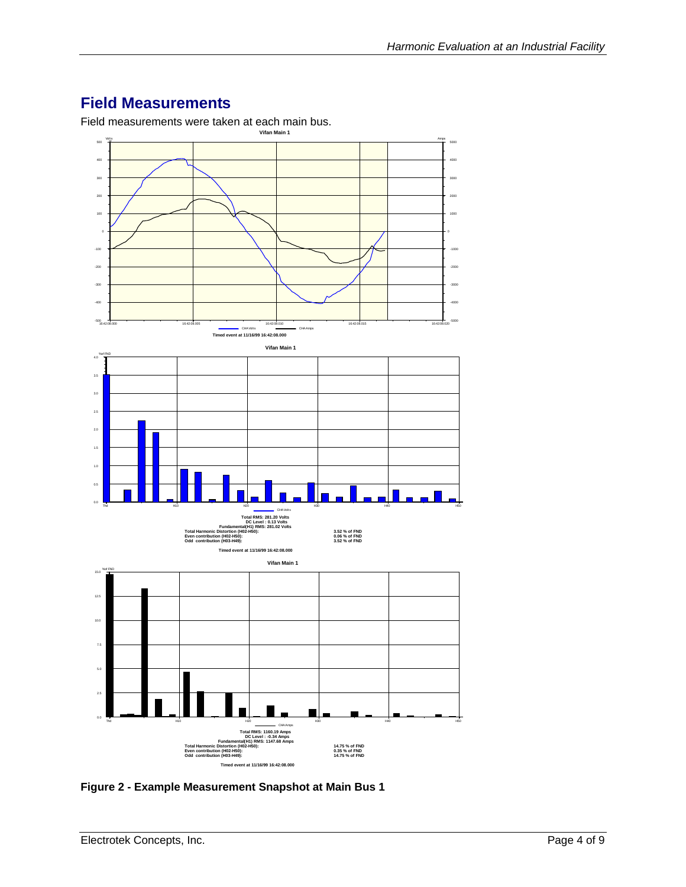## Field Measurements

Field measurements were taken at each main bus.

**Vifan Main 1**

Timed event at 11/16/99 16:42:08.000

**Vifan Main 1**

Total RMS: 281.20 Volts
DC Level : 0.13 Volts
Fundamental(H1) RMS: 281.02 Volts

| | |
|---|---|
| Total Harmonic Distortion (H02-H50): | 3.52 % of FND |
| Even contribution (H02-H50): | 0.06 % of FND |
| Odd contribution (H03-H49): | 3.52 % of FND |

Timed event at 11/16/99 16:42:08.000

**Vifan Main 1**

Total RMS: 1160.19 Amps
DC Level : -0.34 Amps
Fundamental(H1) RMS: 1147.68 Amps

| | |
|---|---|
| Total Harmonic Distortion (H02-H50): | 14.75 % of FND |
| Even contribution (H02-H50): | 0.35 % of FND |
| Odd contribution (H03-H49): | 14.75 % of FND |

Timed event at 11/16/99 16:42:08.000

**Figure 2 - Example Measurement Snapshot at Main Bus 1**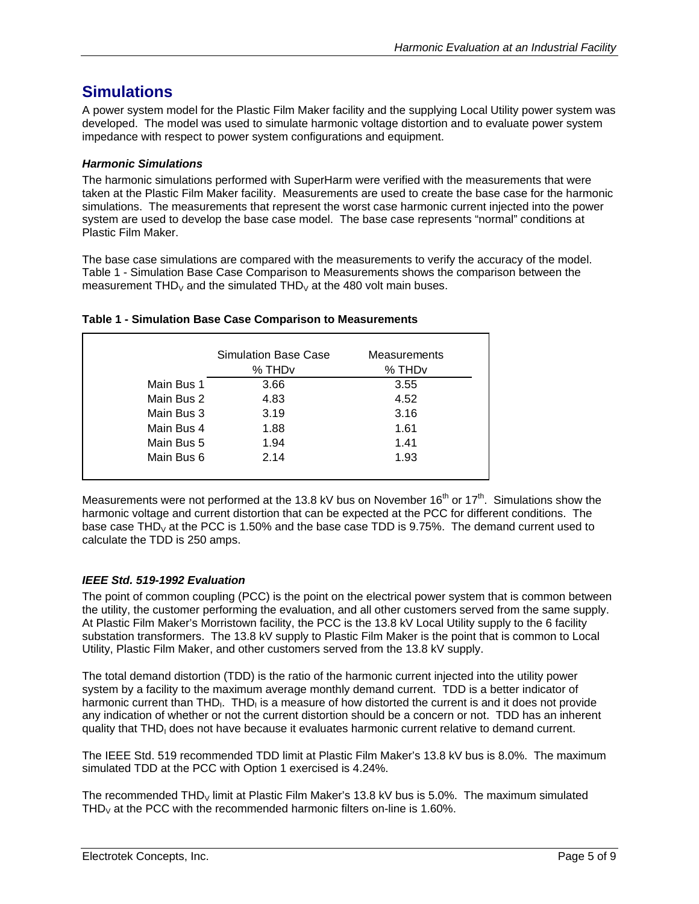## Simulations

A power system model for the Plastic Film Maker facility and the supplying Local Utility power system was developed. The model was used to simulate harmonic voltage distortion and to evaluate power system impedance with respect to power system configurations and equipment.

### *Harmonic Simulations*

The harmonic simulations performed with SuperHarm were verified with the measurements that were taken at the Plastic Film Maker facility. Measurements are used to create the base case for the harmonic simulations. The measurements that represent the worst case harmonic current injected into the power system are used to develop the base case model. The base case represents "normal" conditions at Plastic Film Maker.

The base case simulations are compared with the measurements to verify the accuracy of the model. Table 1 - Simulation Base Case Comparison to Measurements shows the comparison between the measurement $THD_V$ and the simulated $THD_V$ at the 480 volt main buses.

**Table 1 - Simulation Base Case Comparison to Measurements**

| | Simulation Base Case % THDv | Measurements % THDv |
|---|---|---|
| Main Bus 1 | 3.66 | 3.55 |
| Main Bus 2 | 4.83 | 4.52 |
| Main Bus 3 | 3.19 | 3.16 |
| Main Bus 4 | 1.88 | 1.61 |
| Main Bus 5 | 1.94 | 1.41 |
| Main Bus 6 | 2.14 | 1.93 |

Measurements were not performed at the 13.8 kV bus on November 16$^{th}$ or 17$^{th}$. Simulations show the harmonic voltage and current distortion that can be expected at the PCC for different conditions. The base case $THD_V$ at the PCC is 1.50% and the base case TDD is 9.75%. The demand current used to calculate the TDD is 250 amps.

### *IEEE Std. 519-1992 Evaluation*

The point of common coupling (PCC) is the point on the electrical power system that is common between the utility, the customer performing the evaluation, and all other customers served from the same supply. At Plastic Film Maker's Morristown facility, the PCC is the 13.8 kV Local Utility supply to the 6 facility substation transformers. The 13.8 kV supply to Plastic Film Maker is the point that is common to Local Utility, Plastic Film Maker, and other customers served from the 13.8 kV supply.

The total demand distortion (TDD) is the ratio of the harmonic current injected into the utility power system by a facility to the maximum average monthly demand current. TDD is a better indicator of harmonic current than $THD_I$. $THD_I$ is a measure of how distorted the current is and it does not provide any indication of whether or not the current distortion should be a concern or not. TDD has an inherent quality that $THD_I$ does not have because it evaluates harmonic current relative to demand current.

The IEEE Std. 519 recommended TDD limit at Plastic Film Maker's 13.8 kV bus is 8.0%. The maximum simulated TDD at the PCC with Option 1 exercised is 4.24%.

The recommended $THD_V$ limit at Plastic Film Maker's 13.8 kV bus is 5.0%. The maximum simulated $THD_V$ at the PCC with the recommended harmonic filters on-line is 1.60%.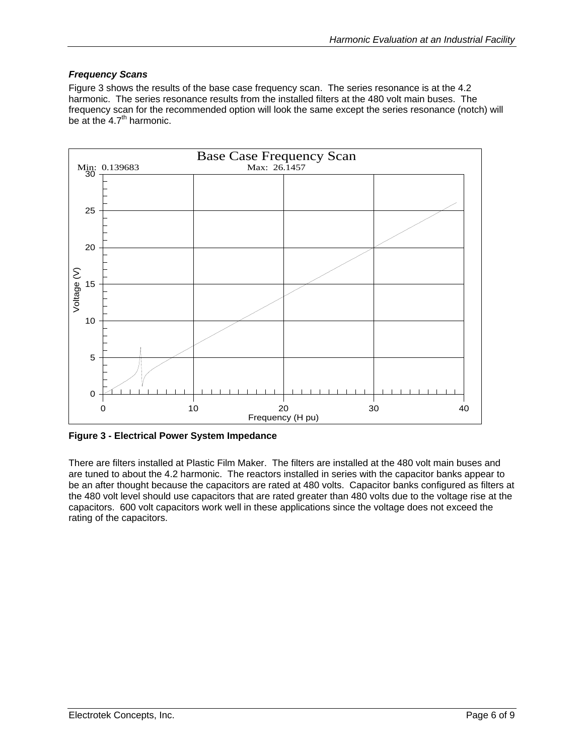### *Frequency Scans*

Figure 3 shows the results of the base case frequency scan. The series resonance is at the 4.2 harmonic. The series resonance results from the installed filters at the 480 volt main buses. The frequency scan for the recommended option will look the same except the series resonance (notch) will be at the $4.7^{th}$ harmonic.

**Figure 3 - Electrical Power System Impedance**

There are filters installed at Plastic Film Maker. The filters are installed at the 480 volt main buses and are tuned to about the 4.2 harmonic. The reactors installed in series with the capacitor banks appear to be an after thought because the capacitors are rated at 480 volts. Capacitor banks configured as filters at the 480 volt level should use capacitors that are rated greater than 480 volts due to the voltage rise at the capacitors. 600 volt capacitors work well in these applications since the voltage does not exceed the rating of the capacitors.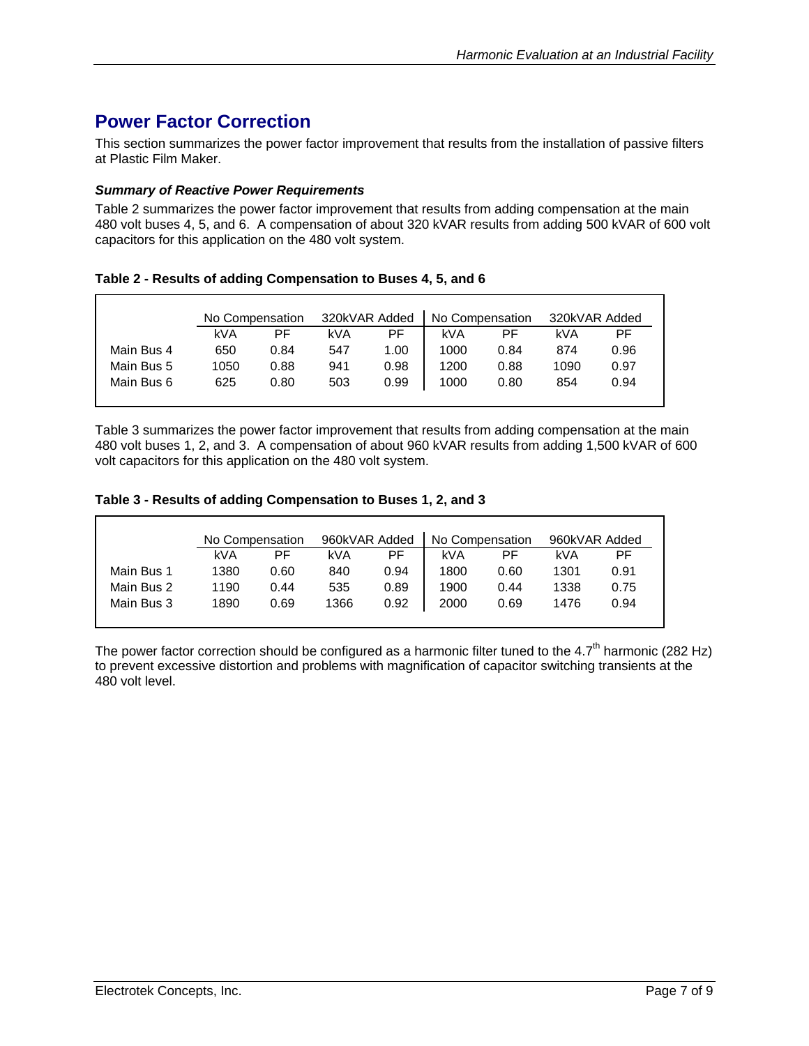## Power Factor Correction

This section summarizes the power factor improvement that results from the installation of passive filters at Plastic Film Maker.

### *Summary of Reactive Power Requirements*

Table 2 summarizes the power factor improvement that results from adding compensation at the main 480 volt buses 4, 5, and 6. A compensation of about 320 kVAR results from adding 500 kVAR of 600 volt capacitors for this application on the 480 volt system.

**Table 2 - Results of adding Compensation to Buses 4, 5, and 6**

| | No Compensation | | 320kVAR Added | | No Compensation | | 320kVAR Added | |
|---|---|---|---|---|---|---|---|---|
| | kVA | PF | kVA | PF | kVA | PF | kVA | PF |
| Main Bus 4 | 650 | 0.84 | 547 | 1.00 | 1000 | 0.84 | 874 | 0.96 |
| Main Bus 5 | 1050 | 0.88 | 941 | 0.98 | 1200 | 0.88 | 1090 | 0.97 |
| Main Bus 6 | 625 | 0.80 | 503 | 0.99 | 1000 | 0.80 | 854 | 0.94 |

Table 3 summarizes the power factor improvement that results from adding compensation at the main 480 volt buses 1, 2, and 3. A compensation of about 960 kVAR results from adding 1,500 kVAR of 600 volt capacitors for this application on the 480 volt system.

**Table 3 - Results of adding Compensation to Buses 1, 2, and 3**

| | No Compensation | | 960kVAR Added | | No Compensation | | 960kVAR Added | |
|---|---|---|---|---|---|---|---|---|
| | kVA | PF | kVA | PF | kVA | PF | kVA | PF |
| Main Bus 1 | 1380 | 0.60 | 840 | 0.94 | 1800 | 0.60 | 1301 | 0.91 |
| Main Bus 2 | 1190 | 0.44 | 535 | 0.89 | 1900 | 0.44 | 1338 | 0.75 |
| Main Bus 3 | 1890 | 0.69 | 1366 | 0.92 | 2000 | 0.69 | 1476 | 0.94 |

The power factor correction should be configured as a harmonic filter tuned to the $4.7^{th}$ harmonic (282 Hz) to prevent excessive distortion and problems with magnification of capacitor switching transients at the 480 volt level.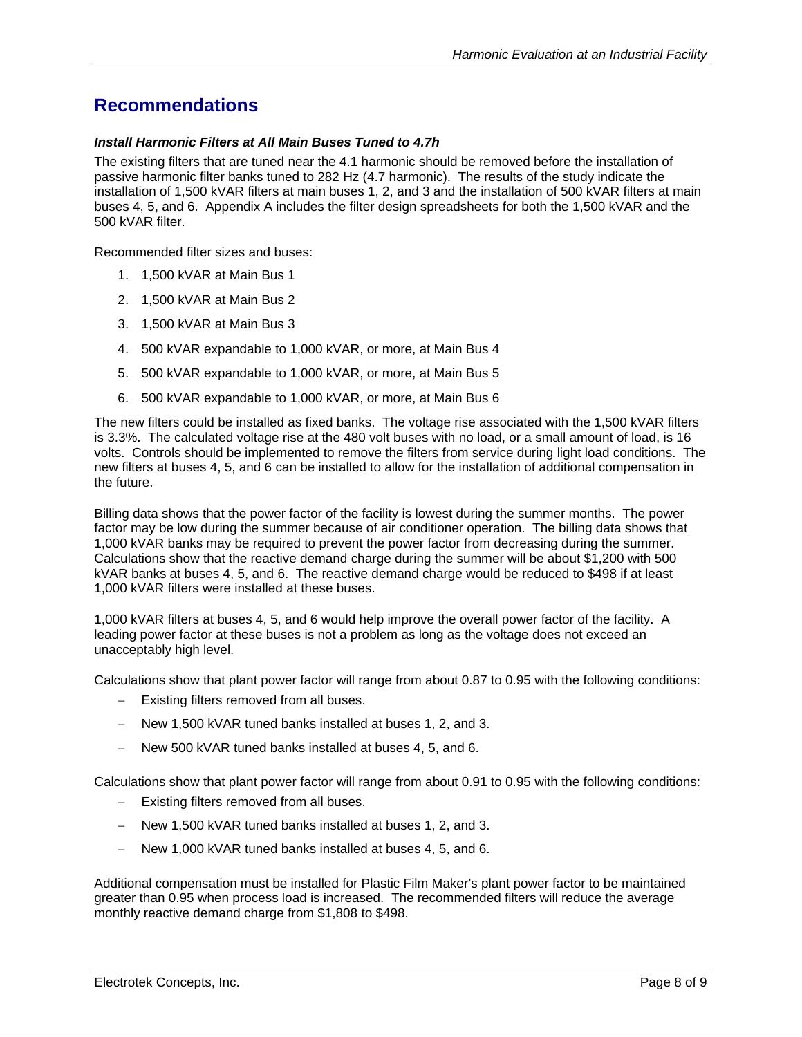# Recommendations

***Install Harmonic Filters at All Main Buses Tuned to 4.7h***

The existing filters that are tuned near the 4.1 harmonic should be removed before the installation of passive harmonic filter banks tuned to 282 Hz (4.7 harmonic). The results of the study indicate the installation of 1,500 kVAR filters at main buses 1, 2, and 3 and the installation of 500 kVAR filters at main buses 4, 5, and 6. Appendix A includes the filter design spreadsheets for both the 1,500 kVAR and the 500 kVAR filter.

Recommended filter sizes and buses:

1. 1,500 kVAR at Main Bus 1
2. 1,500 kVAR at Main Bus 2
3. 1,500 kVAR at Main Bus 3
4. 500 kVAR expandable to 1,000 kVAR, or more, at Main Bus 4
5. 500 kVAR expandable to 1,000 kVAR, or more, at Main Bus 5
6. 500 kVAR expandable to 1,000 kVAR, or more, at Main Bus 6

The new filters could be installed as fixed banks. The voltage rise associated with the 1,500 kVAR filters is 3.3%. The calculated voltage rise at the 480 volt buses with no load, or a small amount of load, is 16 volts. Controls should be implemented to remove the filters from service during light load conditions. The new filters at buses 4, 5, and 6 can be installed to allow for the installation of additional compensation in the future.

Billing data shows that the power factor of the facility is lowest during the summer months. The power factor may be low during the summer because of air conditioner operation. The billing data shows that 1,000 kVAR banks may be required to prevent the power factor from decreasing during the summer. Calculations show that the reactive demand charge during the summer will be about $1,200 with 500 kVAR banks at buses 4, 5, and 6. The reactive demand charge would be reduced to $498 if at least 1,000 kVAR filters were installed at these buses.

1,000 kVAR filters at buses 4, 5, and 6 would help improve the overall power factor of the facility. A leading power factor at these buses is not a problem as long as the voltage does not exceed an unacceptably high level.

Calculations show that plant power factor will range from about 0.87 to 0.95 with the following conditions:

- Existing filters removed from all buses.
- New 1,500 kVAR tuned banks installed at buses 1, 2, and 3.
- New 500 kVAR tuned banks installed at buses 4, 5, and 6.

Calculations show that plant power factor will range from about 0.91 to 0.95 with the following conditions:

- Existing filters removed from all buses.
- New 1,500 kVAR tuned banks installed at buses 1, 2, and 3.
- New 1,000 kVAR tuned banks installed at buses 4, 5, and 6.

Additional compensation must be installed for Plastic Film Maker's plant power factor to be maintained greater than 0.95 when process load is increased. The recommended filters will reduce the average monthly reactive demand charge from $1,808 to $498.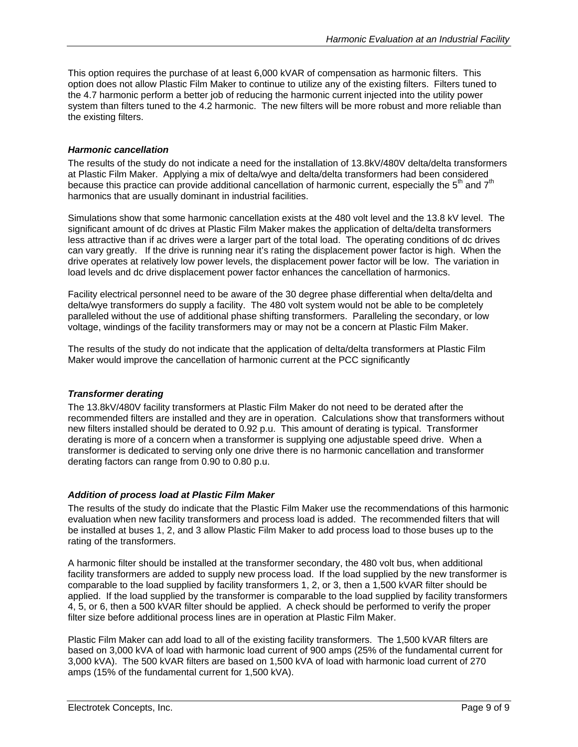This option requires the purchase of at least 6,000 kVAR of compensation as harmonic filters. This option does not allow Plastic Film Maker to continue to utilize any of the existing filters. Filters tuned to the 4.7 harmonic perform a better job of reducing the harmonic current injected into the utility power system than filters tuned to the 4.2 harmonic. The new filters will be more robust and more reliable than the existing filters.

### *Harmonic cancellation*

The results of the study do not indicate a need for the installation of 13.8kV/480V delta/delta transformers at Plastic Film Maker. Applying a mix of delta/wye and delta/delta transformers had been considered because this practice can provide additional cancellation of harmonic current, especially the $5^{th}$ and $7^{th}$ harmonics that are usually dominant in industrial facilities.

Simulations show that some harmonic cancellation exists at the 480 volt level and the 13.8 kV level. The significant amount of dc drives at Plastic Film Maker makes the application of delta/delta transformers less attractive than if ac drives were a larger part of the total load. The operating conditions of dc drives can vary greatly. If the drive is running near it's rating the displacement power factor is high. When the drive operates at relatively low power levels, the displacement power factor will be low. The variation in load levels and dc drive displacement power factor enhances the cancellation of harmonics.

Facility electrical personnel need to be aware of the 30 degree phase differential when delta/delta and delta/wye transformers do supply a facility. The 480 volt system would not be able to be completely paralleled without the use of additional phase shifting transformers. Paralleling the secondary, or low voltage, windings of the facility transformers may or may not be a concern at Plastic Film Maker.

The results of the study do not indicate that the application of delta/delta transformers at Plastic Film Maker would improve the cancellation of harmonic current at the PCC significantly

### *Transformer derating*

The 13.8kV/480V facility transformers at Plastic Film Maker do not need to be derated after the recommended filters are installed and they are in operation. Calculations show that transformers without new filters installed should be derated to 0.92 p.u. This amount of derating is typical. Transformer derating is more of a concern when a transformer is supplying one adjustable speed drive. When a transformer is dedicated to serving only one drive there is no harmonic cancellation and transformer derating factors can range from 0.90 to 0.80 p.u.

### *Addition of process load at Plastic Film Maker*

The results of the study do indicate that the Plastic Film Maker use the recommendations of this harmonic evaluation when new facility transformers and process load is added. The recommended filters that will be installed at buses 1, 2, and 3 allow Plastic Film Maker to add process load to those buses up to the rating of the transformers.

A harmonic filter should be installed at the transformer secondary, the 480 volt bus, when additional facility transformers are added to supply new process load. If the load supplied by the new transformer is comparable to the load supplied by facility transformers 1, 2, or 3, then a 1,500 kVAR filter should be applied. If the load supplied by the transformer is comparable to the load supplied by facility transformers 4, 5, or 6, then a 500 kVAR filter should be applied. A check should be performed to verify the proper filter size before additional process lines are in operation at Plastic Film Maker.

Plastic Film Maker can add load to all of the existing facility transformers. The 1,500 kVAR filters are based on 3,000 kVA of load with harmonic load current of 900 amps (25% of the fundamental current for 3,000 kVA). The 500 kVAR filters are based on 1,500 kVA of load with harmonic load current of 270 amps (15% of the fundamental current for 1,500 kVA).